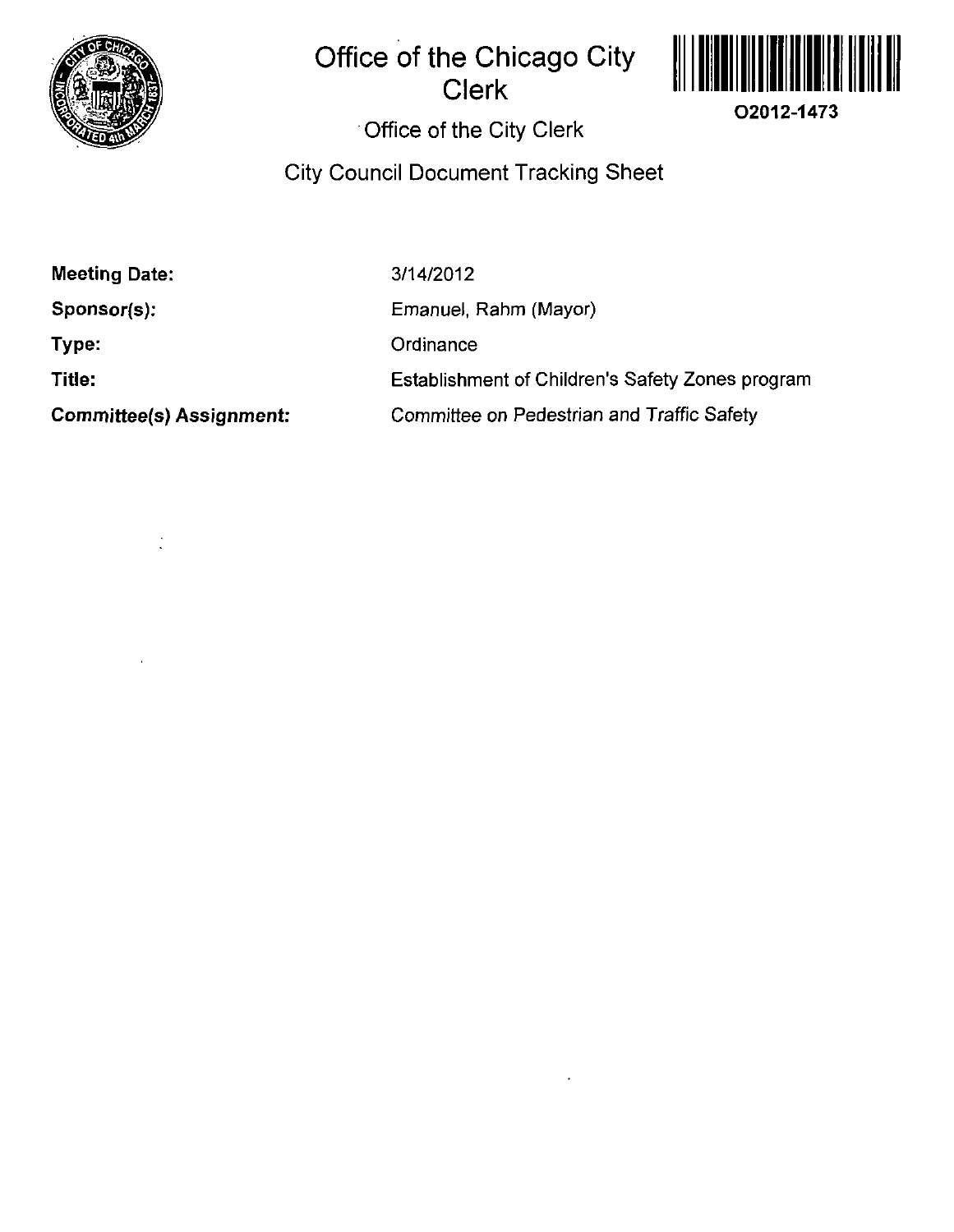# Office of the Chicago City Clerk

O2012-1473

Office of the City Clerk

## City Council Document Tracking Sheet

| | |
|---|---|
| **Meeting Date:** | 3/14/2012 |
| **Sponsor(s):** | Emanuel, Rahm (Mayor) |
| **Type:** | Ordinance |
| **Title:** | Establishment of Children's Safety Zones program |
| **Committee(s) Assignment:** | Committee on Pedestrian and Traffic Safety |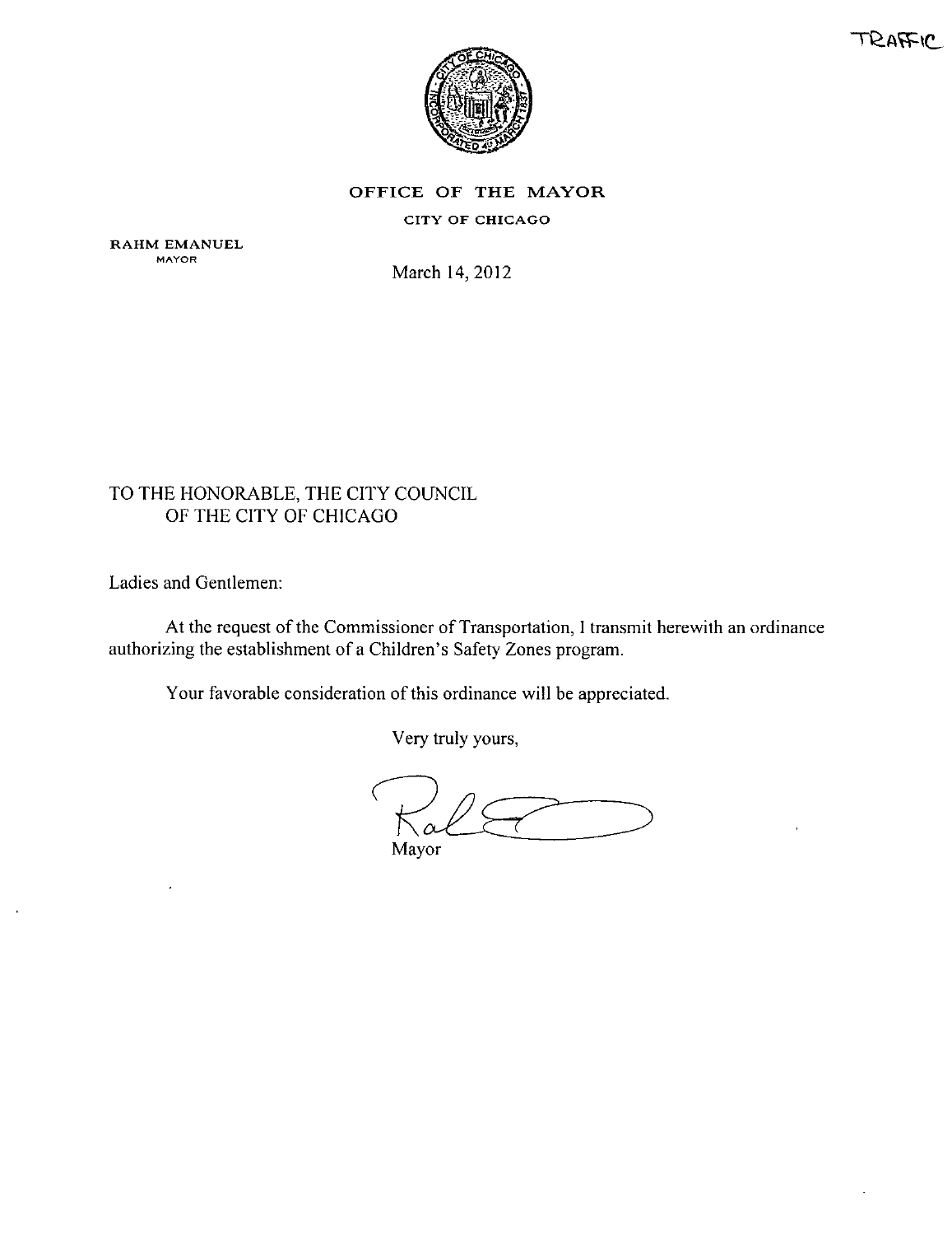TRAFFIC

**OFFICE OF THE MAYOR**

CITY OF CHICAGO

RAHM EMANUEL
MAYOR

March 14, 2012

TO THE HONORABLE, THE CITY COUNCIL
OF THE CITY OF CHICAGO

Ladies and Gentlemen:

At the request of the Commissioner of Transportation, I transmit herewith an ordinance authorizing the establishment of a Children's Safety Zones program.

Your favorable consideration of this ordinance will be appreciated.

Very truly yours,

Mayor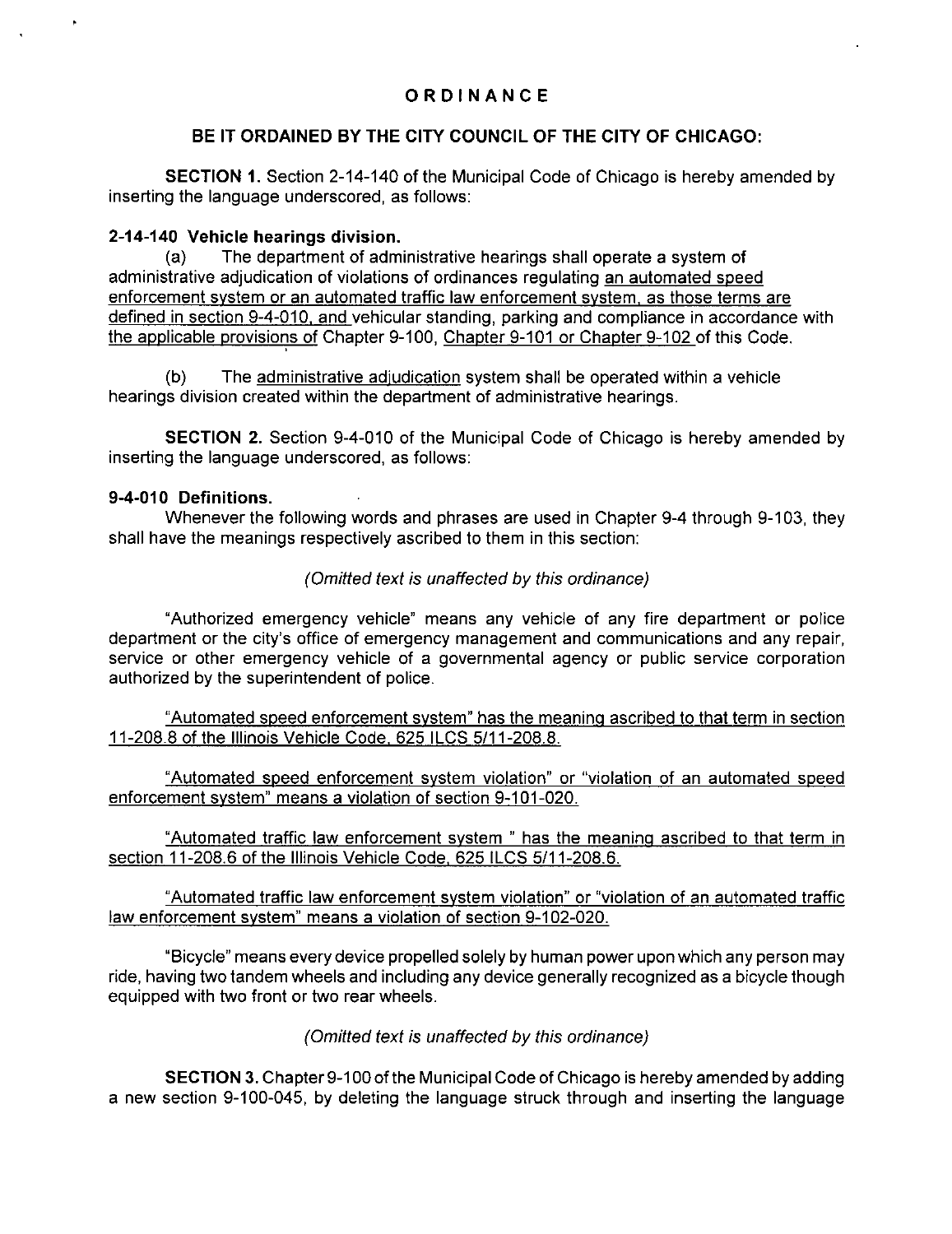## ORDINANCE

### BE IT ORDAINED BY THE CITY COUNCIL OF THE CITY OF CHICAGO:

**SECTION 1.** Section 2-14-140 of the Municipal Code of Chicago is hereby amended by inserting the language underscored, as follows:

**2-14-140 Vehicle hearings division.**

(a) The department of administrative hearings shall operate a system of administrative adjudication of violations of ordinances regulating <u>an automated speed enforcement system or an automated traffic law enforcement system, as those terms are defined in section 9-4-010, and</u> vehicular standing, parking and compliance in accordance with <u>the applicable provisions of</u> Chapter 9-100, <u>Chapter 9-101 or Chapter 9-102</u> of this Code.

(b) The <u>administrative adjudication</u> system shall be operated within a vehicle hearings division created within the department of administrative hearings.

**SECTION 2.** Section 9-4-010 of the Municipal Code of Chicago is hereby amended by inserting the language underscored, as follows:

**9-4-010 Definitions.**

Whenever the following words and phrases are used in Chapter 9-4 through 9-103, they shall have the meanings respectively ascribed to them in this section:

*(Omitted text is unaffected by this ordinance)*

"Authorized emergency vehicle" means any vehicle of any fire department or police department or the city's office of emergency management and communications and any repair, service or other emergency vehicle of a governmental agency or public service corporation authorized by the superintendent of police.

<u>"Automated speed enforcement system" has the meaning ascribed to that term in section 11-208.8 of the Illinois Vehicle Code, 625 ILCS 5/11-208.8.</u>

<u>"Automated speed enforcement system violation" or "violation of an automated speed enforcement system" means a violation of section 9-101-020.</u>

<u>"Automated traffic law enforcement system " has the meaning ascribed to that term in section 11-208.6 of the Illinois Vehicle Code, 625 ILCS 5/11-208.6.</u>

<u>"Automated traffic law enforcement system violation" or "violation of an automated traffic law enforcement system" means a violation of section 9-102-020.</u>

"Bicycle" means every device propelled solely by human power upon which any person may ride, having two tandem wheels and including any device generally recognized as a bicycle though equipped with two front or two rear wheels.

*(Omitted text is unaffected by this ordinance)*

**SECTION 3.** Chapter 9-100 of the Municipal Code of Chicago is hereby amended by adding a new section 9-100-045, by deleting the language struck through and inserting the language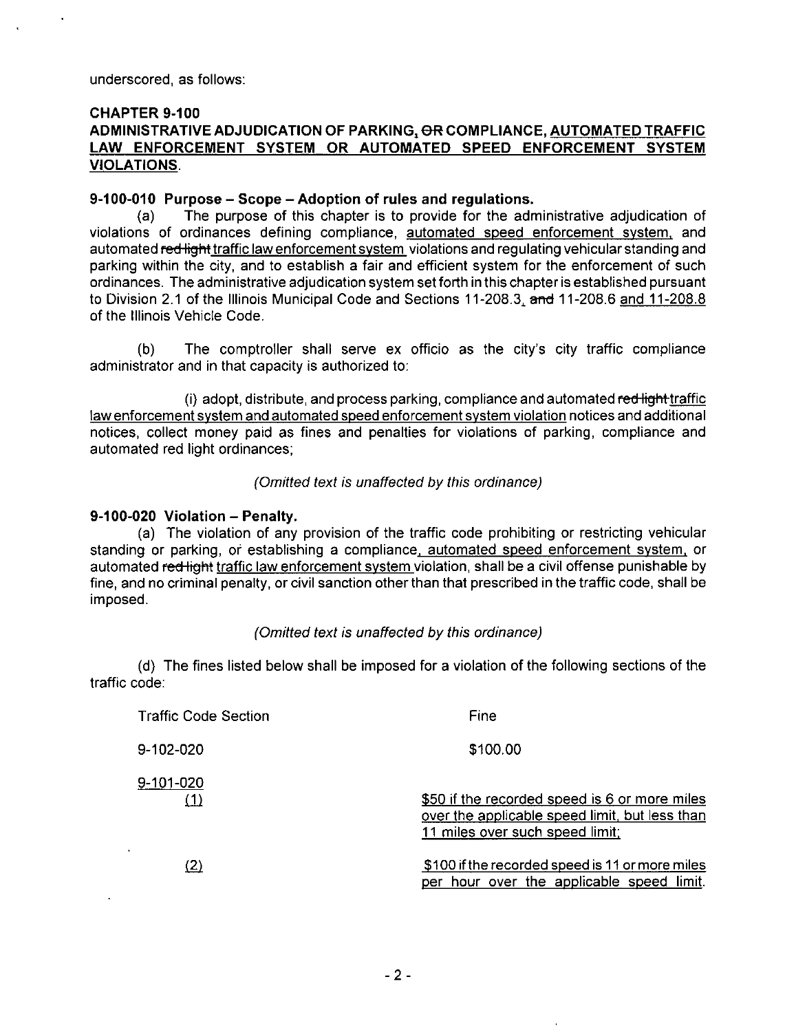underscored, as follows:

**CHAPTER 9-100**

**ADMINISTRATIVE ADJUDICATION OF PARKING, ~~OR~~ COMPLIANCE, <u>AUTOMATED TRAFFIC LAW ENFORCEMENT SYSTEM OR AUTOMATED SPEED ENFORCEMENT SYSTEM VIOLATIONS</u>.**

**9-100-010 Purpose – Scope – Adoption of rules and regulations.**

(a) The purpose of this chapter is to provide for the administrative adjudication of violations of ordinances defining compliance, <u>automated speed enforcement system,</u> and automated ~~red light~~ <u>traffic law enforcement system</u> violations and regulating vehicular standing and parking within the city, and to establish a fair and efficient system for the enforcement of such ordinances. The administrative adjudication system set forth in this chapter is established pursuant to Division 2.1 of the Illinois Municipal Code and Sections 11-208.3<u>,</u> ~~and~~ 11-208.6 <u>and 11-208.8</u> of the Illinois Vehicle Code.

(b) The comptroller shall serve ex officio as the city's city traffic compliance administrator and in that capacity is authorized to:

(i) adopt, distribute, and process parking, compliance and automated ~~red light~~ <u>traffic law enforcement system and automated speed enforcement system violation</u> notices and additional notices, collect money paid as fines and penalties for violations of parking, compliance and automated red light ordinances;

*(Omitted text is unaffected by this ordinance)*

**9-100-020 Violation – Penalty.**

(a) The violation of any provision of the traffic code prohibiting or restricting vehicular standing or parking, or establishing a compliance<u>, automated speed enforcement system,</u> or automated ~~red light~~ <u>traffic law enforcement system</u> violation, shall be a civil offense punishable by fine, and no criminal penalty, or civil sanction other than that prescribed in the traffic code, shall be imposed.

*(Omitted text is unaffected by this ordinance)*

(d) The fines listed below shall be imposed for a violation of the following sections of the traffic code:

| Traffic Code Section | Fine |
|---|---|
| 9-102-020 | $100.00 |
| <u>9-101-020</u> | |
| <u>(1)</u> | <u>$50 if the recorded speed is 6 or more miles over the applicable speed limit, but less than 11 miles over such speed limit;</u> |
| <u>(2)</u> | <u>$100 if the recorded speed is 11 or more miles per hour over the applicable speed limit.</u> |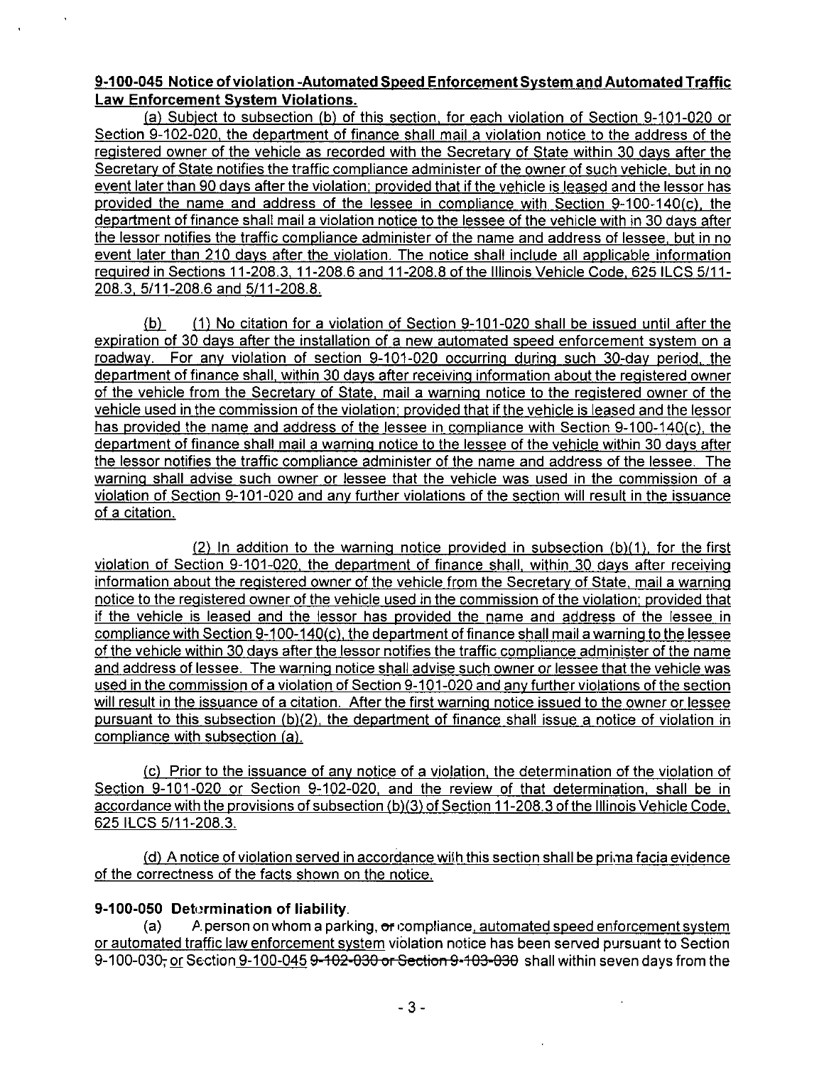**9-100-045 Notice of violation -Automated Speed Enforcement System and Automated Traffic Law Enforcement System Violations.**

(a) Subject to subsection (b) of this section, for each violation of Section 9-101-020 or Section 9-102-020, the department of finance shall mail a violation notice to the address of the registered owner of the vehicle as recorded with the Secretary of State within 30 days after the Secretary of State notifies the traffic compliance administer of the owner of such vehicle, but in no event later than 90 days after the violation; provided that if the vehicle is leased and the lessor has provided the name and address of the lessee in compliance with Section 9-100-140(c), the department of finance shall mail a violation notice to the lessee of the vehicle with in 30 days after the lessor notifies the traffic compliance administer of the name and address of lessee, but in no event later than 210 days after the violation. The notice shall include all applicable information required in Sections 11-208.3, 11-208.6 and 11-208.8 of the Illinois Vehicle Code, 625 ILCS 5/11-208.3, 5/11-208.6 and 5/11-208.8.

(b) (1) No citation for a violation of Section 9-101-020 shall be issued until after the expiration of 30 days after the installation of a new automated speed enforcement system on a roadway. For any violation of section 9-101-020 occurring during such 30-day period, the department of finance shall, within 30 days after receiving information about the registered owner of the vehicle from the Secretary of State, mail a warning notice to the registered owner of the vehicle used in the commission of the violation; provided that if the vehicle is leased and the lessor has provided the name and address of the lessee in compliance with Section 9-100-140(c), the department of finance shall mail a warning notice to the lessee of the vehicle within 30 days after the lessor notifies the traffic compliance administer of the name and address of the lessee. The warning shall advise such owner or lessee that the vehicle was used in the commission of a violation of Section 9-101-020 and any further violations of the section will result in the issuance of a citation.

(2) In addition to the warning notice provided in subsection (b)(1), for the first violation of Section 9-101-020, the department of finance shall, within 30 days after receiving information about the registered owner of the vehicle from the Secretary of State, mail a warning notice to the registered owner of the vehicle used in the commission of the violation; provided that if the vehicle is leased and the lessor has provided the name and address of the lessee in compliance with Section 9-100-140(c), the department of finance shall mail a warning to the lessee of the vehicle within 30 days after the lessor notifies the traffic compliance administer of the name and address of lessee. The warning notice shall advise such owner or lessee that the vehicle was used in the commission of a violation of Section 9-101-020 and any further violations of the section will result in the issuance of a citation. After the first warning notice issued to the owner or lessee pursuant to this subsection (b)(2), the department of finance shall issue a notice of violation in compliance with subsection (a).

(c) Prior to the issuance of any notice of a violation, the determination of the violation of Section 9-101-020 or Section 9-102-020, and the review of that determination, shall be in accordance with the provisions of subsection (b)(3) of Section 11-208.3 of the Illinois Vehicle Code, 625 ILCS 5/11-208.3.

(d) A notice of violation served in accordance with this section shall be prima facia evidence of the correctness of the facts shown on the notice.

**9-100-050 Determination of liability.**

(a) A person on whom a parking, ~~or~~ compliance, automated speed enforcement system or automated traffic law enforcement system violation notice has been served pursuant to Section 9-100-030~~,~~ or Section 9-100-045 ~~9-102-030 or Section 9-103-030~~ shall within seven days from the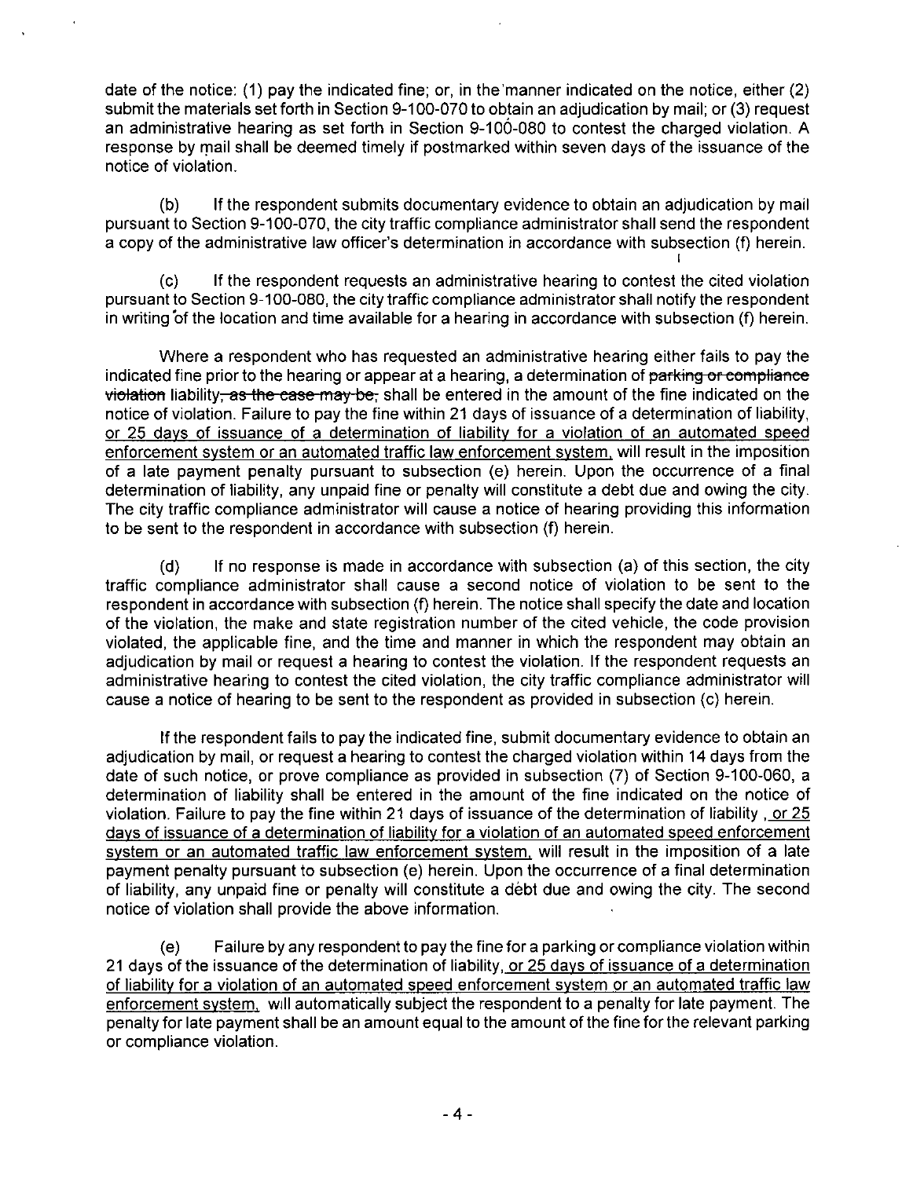date of the notice: (1) pay the indicated fine; or, in the manner indicated on the notice, either (2) submit the materials set forth in Section 9-100-070 to obtain an adjudication by mail; or (3) request an administrative hearing as set forth in Section 9-100-080 to contest the charged violation. A response by mail shall be deemed timely if postmarked within seven days of the issuance of the notice of violation.

(b) If the respondent submits documentary evidence to obtain an adjudication by mail pursuant to Section 9-100-070, the city traffic compliance administrator shall send the respondent a copy of the administrative law officer's determination in accordance with subsection (f) herein.

(c) If the respondent requests an administrative hearing to contest the cited violation pursuant to Section 9-100-080, the city traffic compliance administrator shall notify the respondent in writing of the location and time available for a hearing in accordance with subsection (f) herein.

Where a respondent who has requested an administrative hearing either fails to pay the indicated fine prior to the hearing or appear at a hearing, a determination of ~~parking or compliance violation~~ liability~~, as the case may be,~~ shall be entered in the amount of the fine indicated on the notice of violation. Failure to pay the fine within 21 days of issuance of a determination of liability, <u>or 25 days of issuance of a determination of liability for a violation of an automated speed enforcement system or an automated traffic law enforcement system,</u> will result in the imposition of a late payment penalty pursuant to subsection (e) herein. Upon the occurrence of a final determination of liability, any unpaid fine or penalty will constitute a debt due and owing the city. The city traffic compliance administrator will cause a notice of hearing providing this information to be sent to the respondent in accordance with subsection (f) herein.

(d) If no response is made in accordance with subsection (a) of this section, the city traffic compliance administrator shall cause a second notice of violation to be sent to the respondent in accordance with subsection (f) herein. The notice shall specify the date and location of the violation, the make and state registration number of the cited vehicle, the code provision violated, the applicable fine, and the time and manner in which the respondent may obtain an adjudication by mail or request a hearing to contest the violation. If the respondent requests an administrative hearing to contest the cited violation, the city traffic compliance administrator will cause a notice of hearing to be sent to the respondent as provided in subsection (c) herein.

If the respondent fails to pay the indicated fine, submit documentary evidence to obtain an adjudication by mail, or request a hearing to contest the charged violation within 14 days from the date of such notice, or prove compliance as provided in subsection (7) of Section 9-100-060, a determination of liability shall be entered in the amount of the fine indicated on the notice of violation. Failure to pay the fine within 21 days of issuance of the determination of liability <u>, or 25 days of issuance of a determination of liability for a violation of an automated speed enforcement system or an automated traffic law enforcement system,</u> will result in the imposition of a late payment penalty pursuant to subsection (e) herein. Upon the occurrence of a final determination of liability, any unpaid fine or penalty will constitute a debt due and owing the city. The second notice of violation shall provide the above information.

(e) Failure by any respondent to pay the fine for a parking or compliance violation within 21 days of the issuance of the determination of liability<u>, or 25 days of issuance of a determination of liability for a violation of an automated speed enforcement system or an automated traffic law enforcement system,</u> will automatically subject the respondent to a penalty for late payment. The penalty for late payment shall be an amount equal to the amount of the fine for the relevant parking or compliance violation.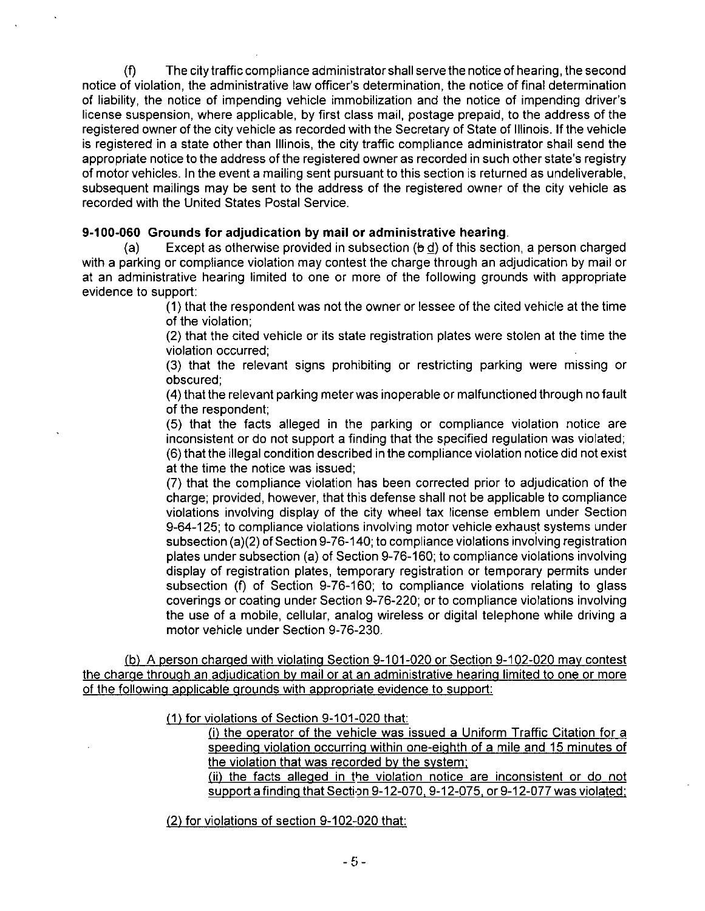(f) The city traffic compliance administrator shall serve the notice of hearing, the second notice of violation, the administrative law officer's determination, the notice of final determination of liability, the notice of impending vehicle immobilization and the notice of impending driver's license suspension, where applicable, by first class mail, postage prepaid, to the address of the registered owner of the city vehicle as recorded with the Secretary of State of Illinois. If the vehicle is registered in a state other than Illinois, the city traffic compliance administrator shall send the appropriate notice to the address of the registered owner as recorded in such other state's registry of motor vehicles. In the event a mailing sent pursuant to this section is returned as undeliverable, subsequent mailings may be sent to the address of the registered owner of the city vehicle as recorded with the United States Postal Service.

**9-100-060 Grounds for adjudication by mail or administrative hearing.**

(a) Except as otherwise provided in subsection (~~b~~ d) of this section, a person charged with a parking or compliance violation may contest the charge through an adjudication by mail or at an administrative hearing limited to one or more of the following grounds with appropriate evidence to support:

(1) that the respondent was not the owner or lessee of the cited vehicle at the time of the violation;

(2) that the cited vehicle or its state registration plates were stolen at the time the violation occurred;

(3) that the relevant signs prohibiting or restricting parking were missing or obscured;

(4) that the relevant parking meter was inoperable or malfunctioned through no fault of the respondent;

(5) that the facts alleged in the parking or compliance violation notice are inconsistent or do not support a finding that the specified regulation was violated;

(6) that the illegal condition described in the compliance violation notice did not exist at the time the notice was issued;

(7) that the compliance violation has been corrected prior to adjudication of the charge; provided, however, that this defense shall not be applicable to compliance violations involving display of the city wheel tax license emblem under Section 9-64-125; to compliance violations involving motor vehicle exhaust systems under subsection (a)(2) of Section 9-76-140; to compliance violations involving registration plates under subsection (a) of Section 9-76-160; to compliance violations involving display of registration plates, temporary registration or temporary permits under subsection (f) of Section 9-76-160; to compliance violations relating to glass coverings or coating under Section 9-76-220; or to compliance violations involving the use of a mobile, cellular, analog wireless or digital telephone while driving a motor vehicle under Section 9-76-230.

<u>(b) A person charged with violating Section 9-101-020 or Section 9-102-020 may contest the charge through an adjudication by mail or at an administrative hearing limited to one or more of the following applicable grounds with appropriate evidence to support:</u>

<u>(1) for violations of Section 9-101-020 that:</u>

<u>(i) the operator of the vehicle was issued a Uniform Traffic Citation for a speeding violation occurring within one-eighth of a mile and 15 minutes of the violation that was recorded by the system;</u>

<u>(ii) the facts alleged in the violation notice are inconsistent or do not support a finding that Section 9-12-070, 9-12-075, or 9-12-077 was violated;</u>

<u>(2) for violations of section 9-102-020 that:</u>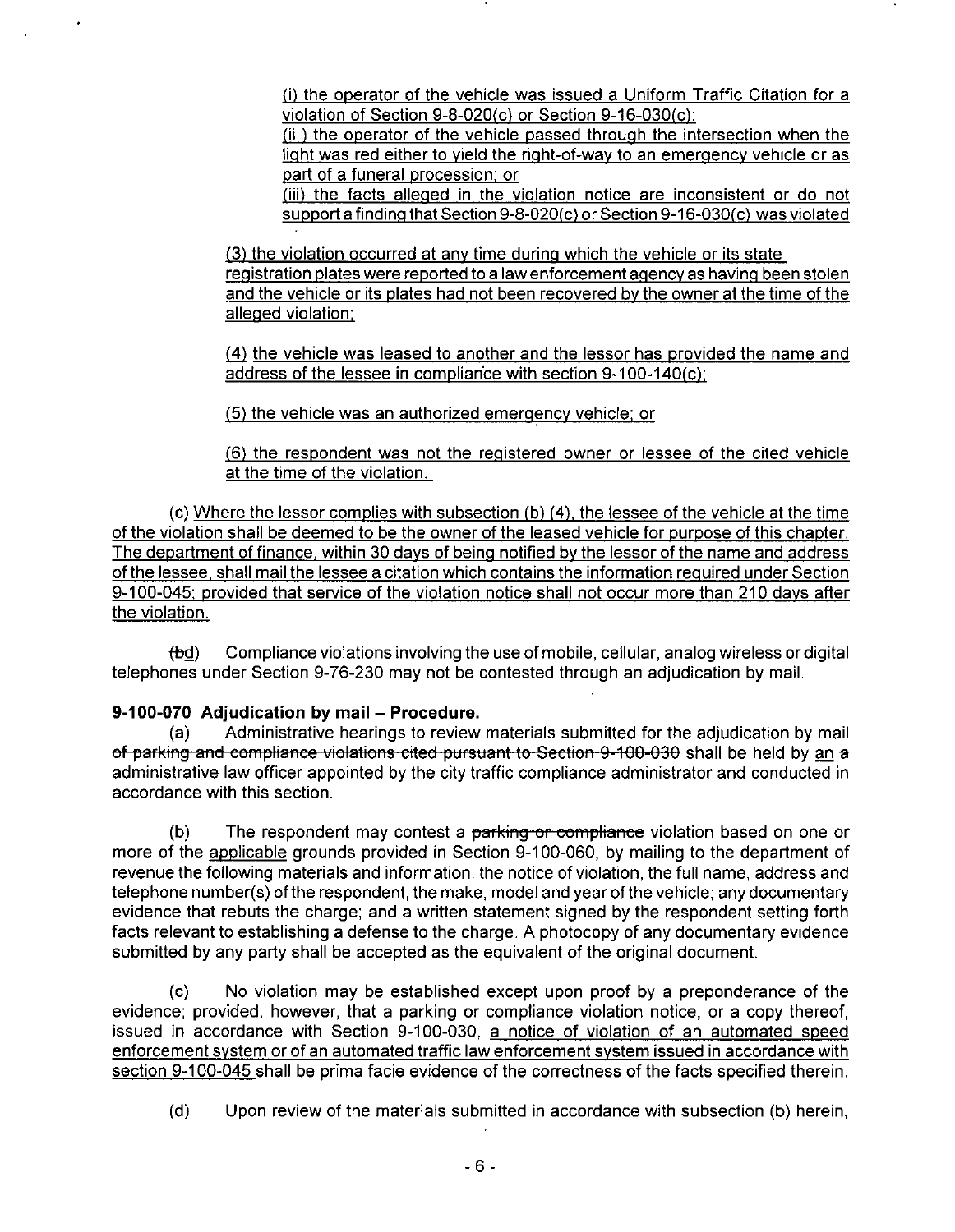(i) the operator of the vehicle was issued a Uniform Traffic Citation for a violation of Section 9-8-020(c) or Section 9-16-030(c);

(ii ) the operator of the vehicle passed through the intersection when the light was red either to yield the right-of-way to an emergency vehicle or as part of a funeral procession; or

(iii) the facts alleged in the violation notice are inconsistent or do not support a finding that Section 9-8-020(c) or Section 9-16-030(c) was violated

(3) the violation occurred at any time during which the vehicle or its state registration plates were reported to a law enforcement agency as having been stolen and the vehicle or its plates had not been recovered by the owner at the time of the alleged violation;

(4) the vehicle was leased to another and the lessor has provided the name and address of the lessee in compliance with section 9-100-140(c);

(5) the vehicle was an authorized emergency vehicle; or

(6) the respondent was not the registered owner or lessee of the cited vehicle at the time of the violation.

(c) Where the lessor complies with subsection (b) (4), the lessee of the vehicle at the time of the violation shall be deemed to be the owner of the leased vehicle for purpose of this chapter. The department of finance, within 30 days of being notified by the lessor of the name and address of the lessee, shall mail the lessee a citation which contains the information required under Section 9-100-045; provided that service of the violation notice shall not occur more than 210 days after the violation.

(~~b~~d) Compliance violations involving the use of mobile, cellular, analog wireless or digital telephones under Section 9-76-230 may not be contested through an adjudication by mail.

**9-100-070 Adjudication by mail – Procedure.**

(a) Administrative hearings to review materials submitted for the adjudication by mail ~~of parking and compliance violations cited pursuant to Section 9-100-030~~ shall be held by an ~~a~~ administrative law officer appointed by the city traffic compliance administrator and conducted in accordance with this section.

(b) The respondent may contest a ~~parking or compliance~~ violation based on one or more of the applicable grounds provided in Section 9-100-060, by mailing to the department of revenue the following materials and information: the notice of violation, the full name, address and telephone number(s) of the respondent; the make, model and year of the vehicle; any documentary evidence that rebuts the charge; and a written statement signed by the respondent setting forth facts relevant to establishing a defense to the charge. A photocopy of any documentary evidence submitted by any party shall be accepted as the equivalent of the original document.

(c) No violation may be established except upon proof by a preponderance of the evidence; provided, however, that a parking or compliance violation notice, or a copy thereof, issued in accordance with Section 9-100-030, a notice of violation of an automated speed enforcement system or of an automated traffic law enforcement system issued in accordance with section 9-100-045 shall be prima facie evidence of the correctness of the facts specified therein.

(d) Upon review of the materials submitted in accordance with subsection (b) herein,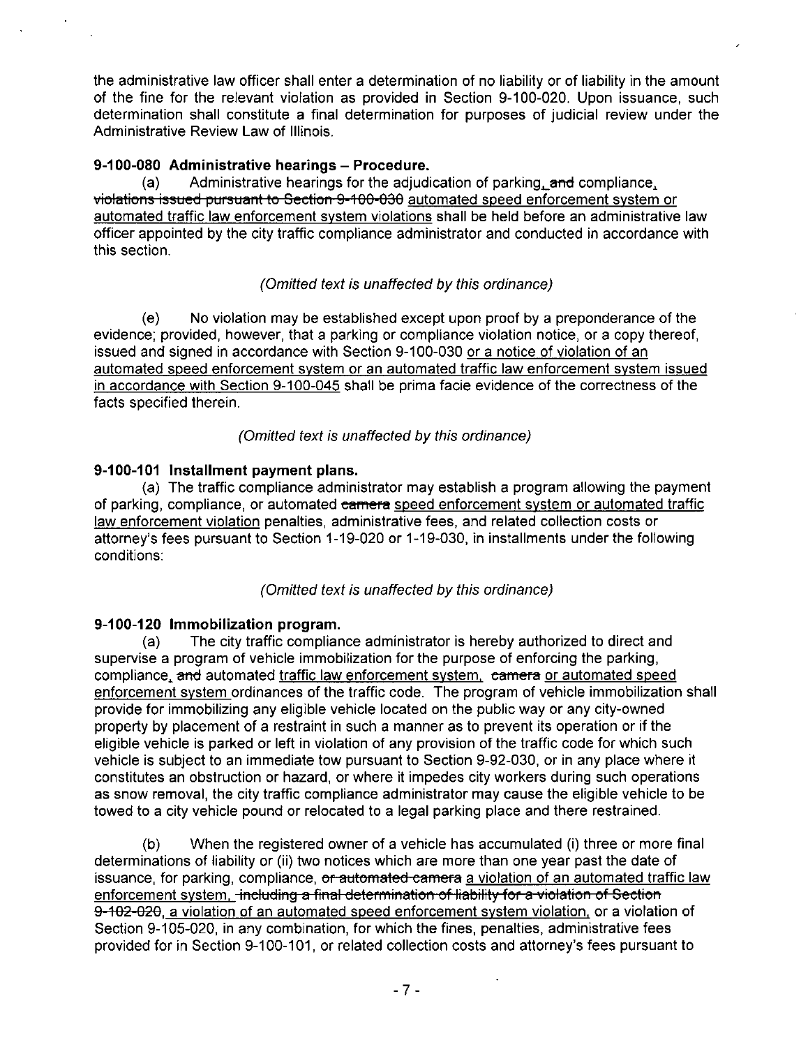the administrative law officer shall enter a determination of no liability or of liability in the amount of the fine for the relevant violation as provided in Section 9-100-020. Upon issuance, such determination shall constitute a final determination for purposes of judicial review under the Administrative Review Law of Illinois.

**9-100-080 Administrative hearings – Procedure.**

(a) Administrative hearings for the adjudication of parking<u>,</u> ~~and~~ compliance<u>,</u> ~~violations issued pursuant to Section 9-100-030~~ <u>automated speed enforcement system or automated traffic law enforcement system violations</u> shall be held before an administrative law officer appointed by the city traffic compliance administrator and conducted in accordance with this section.

*(Omitted text is unaffected by this ordinance)*

(e) No violation may be established except upon proof by a preponderance of the evidence; provided, however, that a parking or compliance violation notice, or a copy thereof, issued and signed in accordance with Section 9-100-030 <u>or a notice of violation of an automated speed enforcement system or an automated traffic law enforcement system issued in accordance with Section 9-100-045</u> shall be prima facie evidence of the correctness of the facts specified therein.

*(Omitted text is unaffected by this ordinance)*

**9-100-101 Installment payment plans.**

(a) The traffic compliance administrator may establish a program allowing the payment of parking, compliance, or automated ~~camera~~ <u>speed enforcement system or automated traffic law enforcement violation</u> penalties, administrative fees, and related collection costs or attorney's fees pursuant to Section 1-19-020 or 1-19-030, in installments under the following conditions:

*(Omitted text is unaffected by this ordinance)*

**9-100-120 Immobilization program.**

(a) The city traffic compliance administrator is hereby authorized to direct and supervise a program of vehicle immobilization for the purpose of enforcing the parking, compliance<u>,</u> ~~and~~ automated <u>traffic law enforcement system,</u> ~~camera~~ <u>or automated speed enforcement system</u> ordinances of the traffic code. The program of vehicle immobilization shall provide for immobilizing any eligible vehicle located on the public way or any city-owned property by placement of a restraint in such a manner as to prevent its operation or if the eligible vehicle is parked or left in violation of any provision of the traffic code for which such vehicle is subject to an immediate tow pursuant to Section 9-92-030, or in any place where it constitutes an obstruction or hazard, or where it impedes city workers during such operations as snow removal, the city traffic compliance administrator may cause the eligible vehicle to be towed to a city vehicle pound or relocated to a legal parking place and there restrained.

(b) When the registered owner of a vehicle has accumulated (i) three or more final determinations of liability or (ii) two notices which are more than one year past the date of issuance, for parking, compliance, ~~or automated camera~~ <u>a violation of an automated traffic law enforcement system,</u> ~~including a final determination of liability for a violation of Section 9-102-020~~<u>, a violation of an automated speed enforcement system violation,</u> or a violation of Section 9-105-020, in any combination, for which the fines, penalties, administrative fees provided for in Section 9-100-101, or related collection costs and attorney's fees pursuant to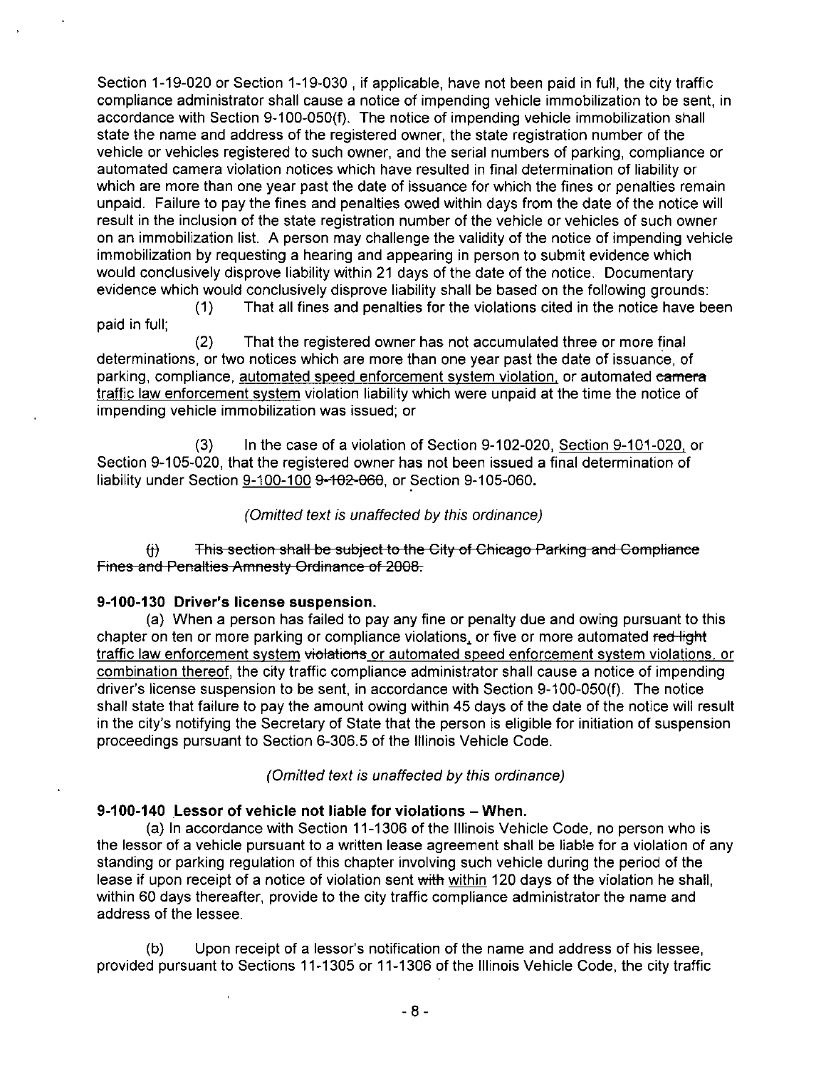Section 1-19-020 or Section 1-19-030 , if applicable, have not been paid in full, the city traffic compliance administrator shall cause a notice of impending vehicle immobilization to be sent, in accordance with Section 9-100-050(f). The notice of impending vehicle immobilization shall state the name and address of the registered owner, the state registration number of the vehicle or vehicles registered to such owner, and the serial numbers of parking, compliance or automated camera violation notices which have resulted in final determination of liability or which are more than one year past the date of issuance for which the fines or penalties remain unpaid. Failure to pay the fines and penalties owed within days from the date of the notice will result in the inclusion of the state registration number of the vehicle or vehicles of such owner on an immobilization list. A person may challenge the validity of the notice of impending vehicle immobilization by requesting a hearing and appearing in person to submit evidence which would conclusively disprove liability within 21 days of the date of the notice. Documentary evidence which would conclusively disprove liability shall be based on the following grounds:

(1) That all fines and penalties for the violations cited in the notice have been paid in full;

(2) That the registered owner has not accumulated three or more final determinations, or two notices which are more than one year past the date of issuance, of parking, compliance, <u>automated speed enforcement system violation,</u> or automated ~~camera~~ <u>traffic law enforcement system</u> violation liability which were unpaid at the time the notice of impending vehicle immobilization was issued; or

(3) In the case of a violation of Section 9-102-020, <u>Section 9-101-020,</u> or Section 9-105-020, that the registered owner has not been issued a final determination of liability under Section <u>9-100-100</u> ~~9-102-060~~, or Section 9-105-060.

*(Omitted text is unaffected by this ordinance)*

~~(j) This section shall be subject to the City of Chicago Parking and Compliance Fines and Penalties Amnesty Ordinance of 2008.~~

**9-100-130 Driver's license suspension.**

(a) When a person has failed to pay any fine or penalty due and owing pursuant to this chapter on ten or more parking or compliance violations<u>,</u> or five or more automated ~~red light~~ <u>traffic law enforcement system</u> ~~violations~~ <u>or automated speed enforcement system violations, or combination thereof</u>, the city traffic compliance administrator shall cause a notice of impending driver's license suspension to be sent, in accordance with Section 9-100-050(f). The notice shall state that failure to pay the amount owing within 45 days of the date of the notice will result in the city's notifying the Secretary of State that the person is eligible for initiation of suspension proceedings pursuant to Section 6-306.5 of the Illinois Vehicle Code.

*(Omitted text is unaffected by this ordinance)*

**9-100-140 Lessor of vehicle not liable for violations – When.**

(a) In accordance with Section 11-1306 of the Illinois Vehicle Code, no person who is the lessor of a vehicle pursuant to a written lease agreement shall be liable for a violation of any standing or parking regulation of this chapter involving such vehicle during the period of the lease if upon receipt of a notice of violation sent ~~with~~ <u>within</u> 120 days of the violation he shall, within 60 days thereafter, provide to the city traffic compliance administrator the name and address of the lessee.

(b) Upon receipt of a lessor's notification of the name and address of his lessee, provided pursuant to Sections 11-1305 or 11-1306 of the Illinois Vehicle Code, the city traffic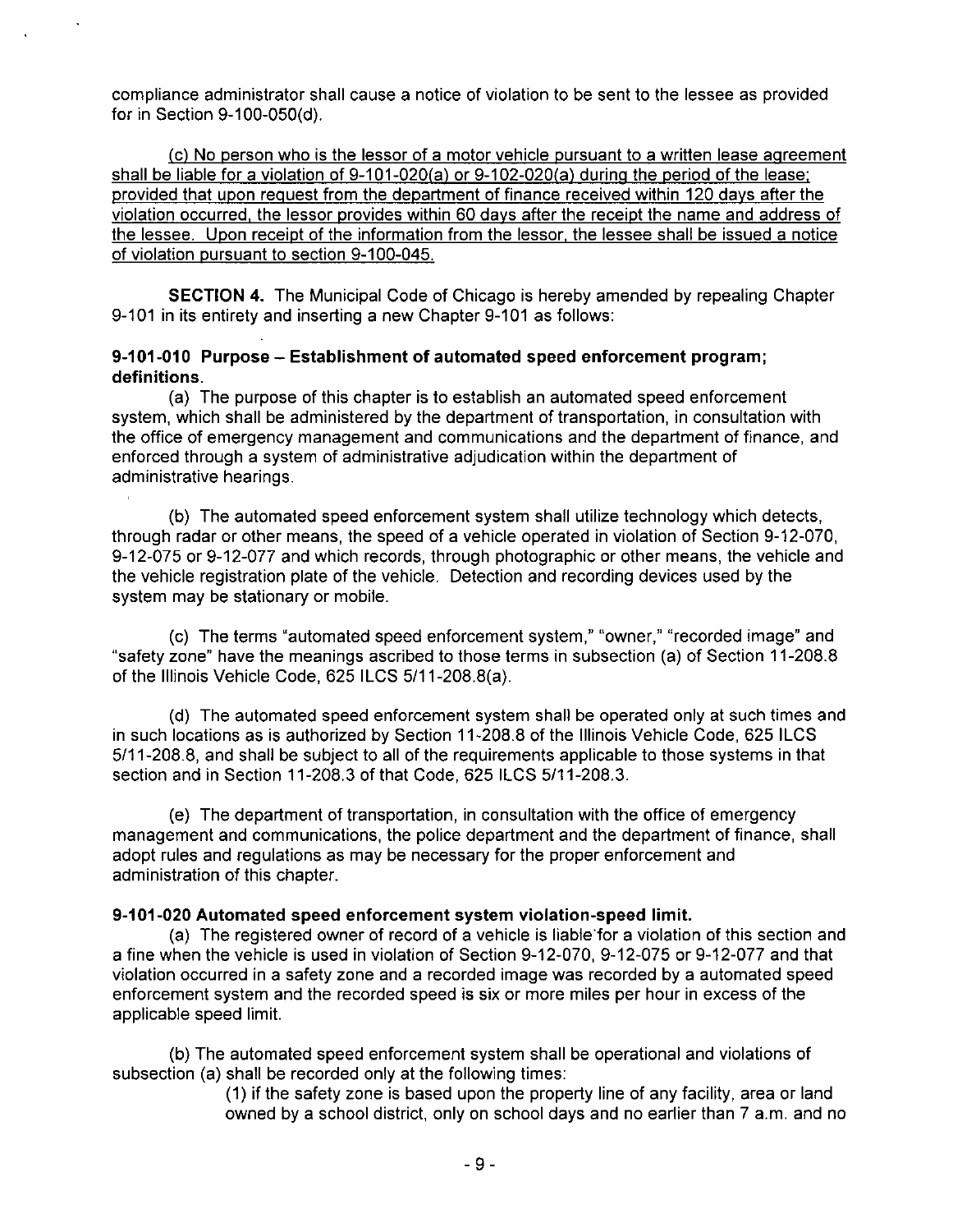compliance administrator shall cause a notice of violation to be sent to the lessee as provided for in Section 9-100-050(d).

<u>(c) No person who is the lessor of a motor vehicle pursuant to a written lease agreement shall be liable for a violation of 9-101-020(a) or 9-102-020(a) during the period of the lease; provided that upon request from the department of finance received within 120 days after the violation occurred, the lessor provides within 60 days after the receipt the name and address of the lessee. Upon receipt of the information from the lessor, the lessee shall be issued a notice of violation pursuant to section 9-100-045.</u>

**SECTION 4.** The Municipal Code of Chicago is hereby amended by repealing Chapter 9-101 in its entirety and inserting a new Chapter 9-101 as follows:

**9-101-010 Purpose – Establishment of automated speed enforcement program; definitions.**

(a) The purpose of this chapter is to establish an automated speed enforcement system, which shall be administered by the department of transportation, in consultation with the office of emergency management and communications and the department of finance, and enforced through a system of administrative adjudication within the department of administrative hearings.

(b) The automated speed enforcement system shall utilize technology which detects, through radar or other means, the speed of a vehicle operated in violation of Section 9-12-070, 9-12-075 or 9-12-077 and which records, through photographic or other means, the vehicle and the vehicle registration plate of the vehicle. Detection and recording devices used by the system may be stationary or mobile.

(c) The terms "automated speed enforcement system," "owner," "recorded image" and "safety zone" have the meanings ascribed to those terms in subsection (a) of Section 11-208.8 of the Illinois Vehicle Code, 625 ILCS 5/11-208.8(a).

(d) The automated speed enforcement system shall be operated only at such times and in such locations as is authorized by Section 11-208.8 of the Illinois Vehicle Code, 625 ILCS 5/11-208.8, and shall be subject to all of the requirements applicable to those systems in that section and in Section 11-208.3 of that Code, 625 ILCS 5/11-208.3.

(e) The department of transportation, in consultation with the office of emergency management and communications, the police department and the department of finance, shall adopt rules and regulations as may be necessary for the proper enforcement and administration of this chapter.

**9-101-020 Automated speed enforcement system violation-speed limit.**

(a) The registered owner of record of a vehicle is liable for a violation of this section and a fine when the vehicle is used in violation of Section 9-12-070, 9-12-075 or 9-12-077 and that violation occurred in a safety zone and a recorded image was recorded by a automated speed enforcement system and the recorded speed is six or more miles per hour in excess of the applicable speed limit.

(b) The automated speed enforcement system shall be operational and violations of subsection (a) shall be recorded only at the following times:

(1) if the safety zone is based upon the property line of any facility, area or land owned by a school district, only on school days and no earlier than 7 a.m. and no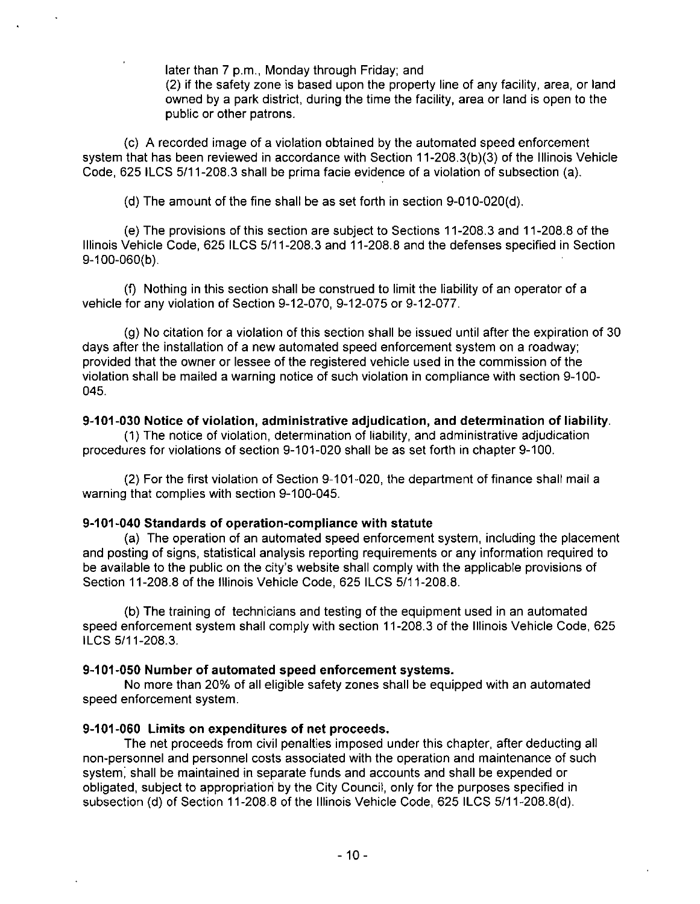later than 7 p.m., Monday through Friday; and

(2) if the safety zone is based upon the property line of any facility, area, or land owned by a park district, during the time the facility, area or land is open to the public or other patrons.

(c) A recorded image of a violation obtained by the automated speed enforcement system that has been reviewed in accordance with Section 11-208.3(b)(3) of the Illinois Vehicle Code, 625 ILCS 5/11-208.3 shall be prima facie evidence of a violation of subsection (a).

(d) The amount of the fine shall be as set forth in section 9-010-020(d).

(e) The provisions of this section are subject to Sections 11-208.3 and 11-208.8 of the Illinois Vehicle Code, 625 ILCS 5/11-208.3 and 11-208.8 and the defenses specified in Section 9-100-060(b).

(f) Nothing in this section shall be construed to limit the liability of an operator of a vehicle for any violation of Section 9-12-070, 9-12-075 or 9-12-077.

(g) No citation for a violation of this section shall be issued until after the expiration of 30 days after the installation of a new automated speed enforcement system on a roadway; provided that the owner or lessee of the registered vehicle used in the commission of the violation shall be mailed a warning notice of such violation in compliance with section 9-100-045.

**9-101-030 Notice of violation, administrative adjudication, and determination of liability.**

(1) The notice of violation, determination of liability, and administrative adjudication procedures for violations of section 9-101-020 shall be as set forth in chapter 9-100.

(2) For the first violation of Section 9-101-020, the department of finance shall mail a warning that complies with section 9-100-045.

**9-101-040 Standards of operation-compliance with statute**

(a) The operation of an automated speed enforcement system, including the placement and posting of signs, statistical analysis reporting requirements or any information required to be available to the public on the city's website shall comply with the applicable provisions of Section 11-208.8 of the Illinois Vehicle Code, 625 ILCS 5/11-208.8.

(b) The training of technicians and testing of the equipment used in an automated speed enforcement system shall comply with section 11-208.3 of the Illinois Vehicle Code, 625 ILCS 5/11-208.3.

**9-101-050 Number of automated speed enforcement systems.**

No more than 20% of all eligible safety zones shall be equipped with an automated speed enforcement system.

**9-101-060 Limits on expenditures of net proceeds.**

The net proceeds from civil penalties imposed under this chapter, after deducting all non-personnel and personnel costs associated with the operation and maintenance of such system, shall be maintained in separate funds and accounts and shall be expended or obligated, subject to appropriation by the City Council, only for the purposes specified in subsection (d) of Section 11-208.8 of the Illinois Vehicle Code, 625 ILCS 5/11-208.8(d).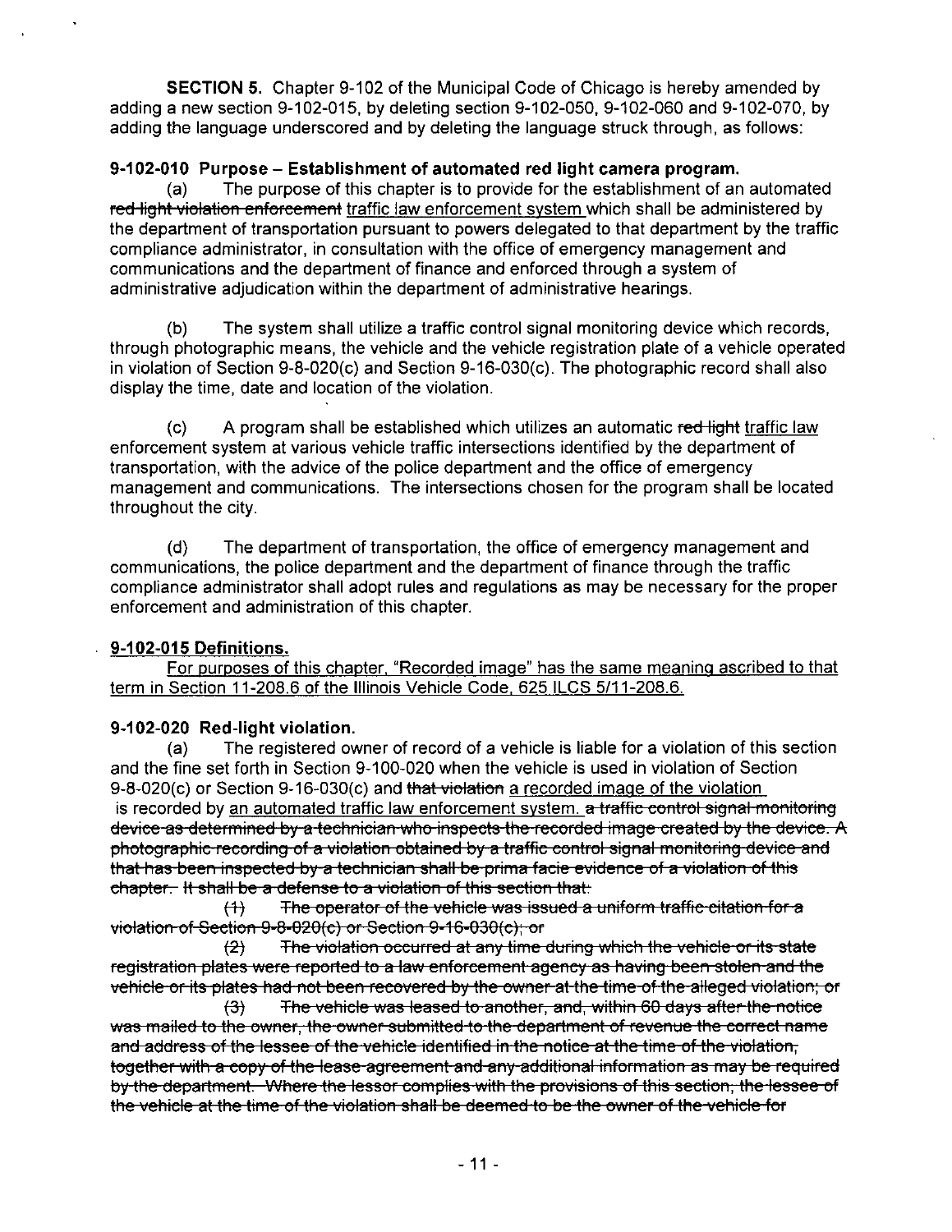**SECTION 5.** Chapter 9-102 of the Municipal Code of Chicago is hereby amended by adding a new section 9-102-015, by deleting section 9-102-050, 9-102-060 and 9-102-070, by adding the language underscored and by deleting the language struck through, as follows:

**9-102-010 Purpose – Establishment of automated red light camera program.**

(a) The purpose of this chapter is to provide for the establishment of an automated ~~red light violation enforcement~~ <u>traffic law enforcement system</u> which shall be administered by the department of transportation pursuant to powers delegated to that department by the traffic compliance administrator, in consultation with the office of emergency management and communications and the department of finance and enforced through a system of administrative adjudication within the department of administrative hearings.

(b) The system shall utilize a traffic control signal monitoring device which records, through photographic means, the vehicle and the vehicle registration plate of a vehicle operated in violation of Section 9-8-020(c) and Section 9-16-030(c). The photographic record shall also display the time, date and location of the violation.

(c) A program shall be established which utilizes an automatic ~~red light~~ <u>traffic law</u> enforcement system at various vehicle traffic intersections identified by the department of transportation, with the advice of the police department and the office of emergency management and communications. The intersections chosen for the program shall be located throughout the city.

(d) The department of transportation, the office of emergency management and communications, the police department and the department of finance through the traffic compliance administrator shall adopt rules and regulations as may be necessary for the proper enforcement and administration of this chapter.

<u>**9-102-015 Definitions.**</u>

<u>For purposes of this chapter, "Recorded image" has the same meaning ascribed to that term in Section 11-208.6 of the Illinois Vehicle Code, 625 ILCS 5/11-208.6.</u>

**9-102-020 Red-light violation.**

(a) The registered owner of record of a vehicle is liable for a violation of this section and the fine set forth in Section 9-100-020 when the vehicle is used in violation of Section 9-8-020(c) or Section 9-16-030(c) and ~~that violation~~ <u>a recorded image of the violation</u> is recorded by <u>an automated traffic law enforcement system.</u> ~~a traffic control signal monitoring device as determined by a technician who inspects the recorded image created by the device. A photographic recording of a violation obtained by a traffic control signal monitoring device and that has been inspected by a technician shall be prima facie evidence of a violation of this chapter. It shall be a defense to a violation of this section that:~~

~~(1) The operator of the vehicle was issued a uniform traffic citation for a violation of Section 9-8-020(c) or Section 9-16-030(c); or~~

~~(2) The violation occurred at any time during which the vehicle or its state registration plates were reported to a law enforcement agency as having been stolen and the vehicle or its plates had not been recovered by the owner at the time of the alleged violation; or~~

~~(3) The vehicle was leased to another, and, within 60 days after the notice was mailed to the owner, the owner submitted to the department of revenue the correct name and address of the lessee of the vehicle identified in the notice at the time of the violation, together with a copy of the lease agreement and any additional information as may be required by the department. Where the lessor complies with the provisions of this section, the lessee of the vehicle at the time of the violation shall be deemed to be the owner of the vehicle for~~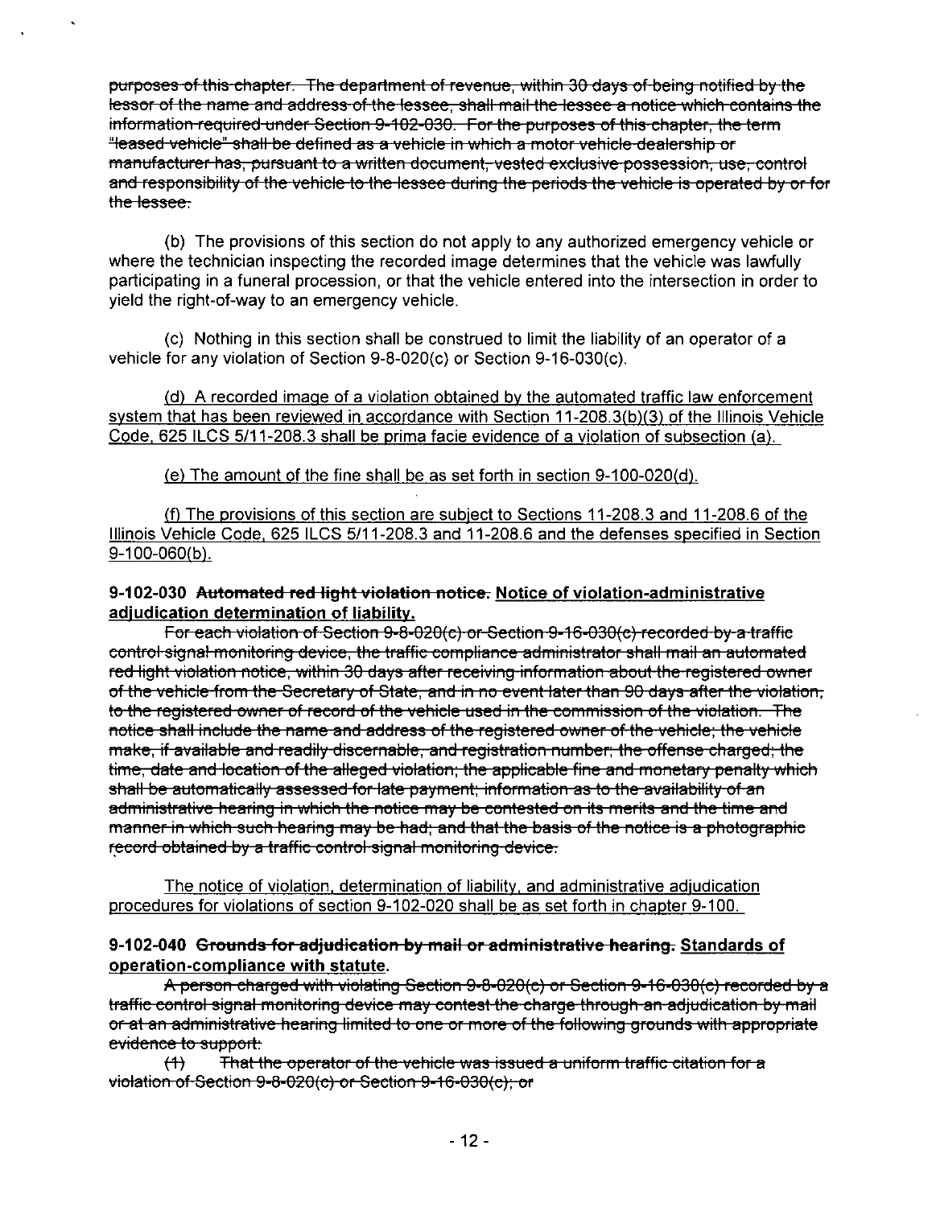~~purposes of this chapter. The department of revenue, within 30 days of being notified by the lessor of the name and address of the lessee, shall mail the lessee a notice which contains the information required under Section 9-102-030. For the purposes of this chapter, the term "leased vehicle" shall be defined as a vehicle in which a motor vehicle dealership or manufacturer has, pursuant to a written document, vested exclusive possession, use, control and responsibility of the vehicle to the lessee during the periods the vehicle is operated by or for the lessee.~~

(b) The provisions of this section do not apply to any authorized emergency vehicle or where the technician inspecting the recorded image determines that the vehicle was lawfully participating in a funeral procession, or that the vehicle entered into the intersection in order to yield the right-of-way to an emergency vehicle.

(c) Nothing in this section shall be construed to limit the liability of an operator of a vehicle for any violation of Section 9-8-020(c) or Section 9-16-030(c).

<u>(d) A recorded image of a violation obtained by the automated traffic law enforcement system that has been reviewed in accordance with Section 11-208.3(b)(3) of the Illinois Vehicle Code, 625 ILCS 5/11-208.3 shall be prima facie evidence of a violation of subsection (a).</u>

<u>(e) The amount of the fine shall be as set forth in section 9-100-020(d).</u>

<u>(f) The provisions of this section are subject to Sections 11-208.3 and 11-208.6 of the Illinois Vehicle Code, 625 ILCS 5/11-208.3 and 11-208.6 and the defenses specified in Section 9-100-060(b).</u>

**9-102-030 ~~Automated red light violation notice.~~ <u>Notice of violation-administrative adjudication determination of liability.</u>**

~~For each violation of Section 9-8-020(c) or Section 9-16-030(c) recorded by a traffic control signal monitoring device, the traffic compliance administrator shall mail an automated red light violation notice, within 30 days after receiving information about the registered owner of the vehicle from the Secretary of State, and in no event later than 90 days after the violation, to the registered owner of record of the vehicle used in the commission of the violation. The notice shall include the name and address of the registered owner of the vehicle; the vehicle make, if available and readily discernable, and registration number; the offense charged; the time, date and location of the alleged violation; the applicable fine and monetary penalty which shall be automatically assessed for late payment; information as to the availability of an administrative hearing in which the notice may be contested on its merits and the time and manner in which such hearing may be had; and that the basis of the notice is a photographic record obtained by a traffic control signal monitoring device.~~

<u>The notice of violation, determination of liability, and administrative adjudication procedures for violations of section 9-102-020 shall be as set forth in chapter 9-100.</u>

**9-102-040 ~~Grounds for adjudication by mail or administrative hearing.~~ <u>Standards of operation-compliance with statute.</u>**

~~A person charged with violating Section 9-8-020(c) or Section 9-16-030(c) recorded by a traffic control signal monitoring device may contest the charge through an adjudication by mail or at an administrative hearing limited to one or more of the following grounds with appropriate evidence to support:~~

~~(1) That the operator of the vehicle was issued a uniform traffic citation for a violation of Section 9-8-020(c) or Section 9-16-030(c); or~~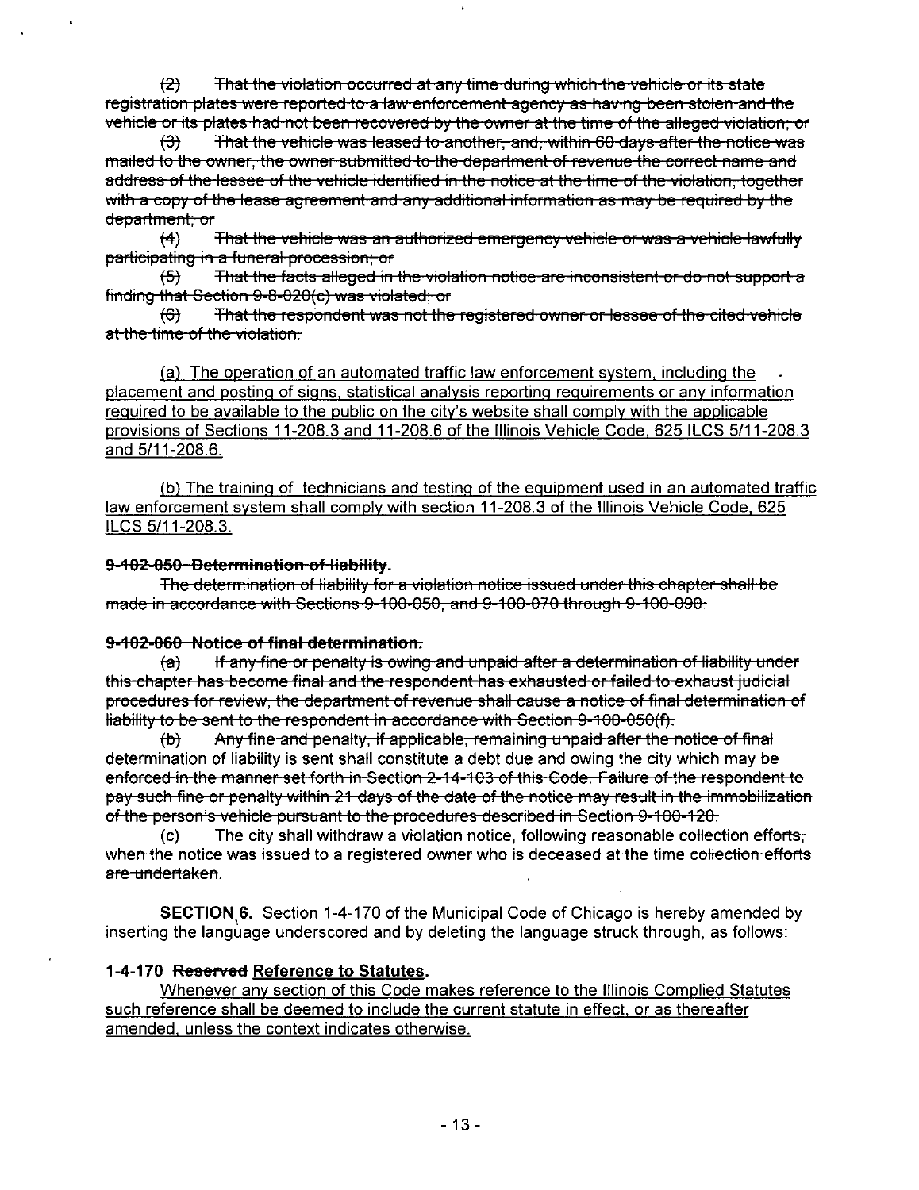~~(2) That the violation occurred at any time during which the vehicle or its state registration plates were reported to a law enforcement agency as having been stolen and the vehicle or its plates had not been recovered by the owner at the time of the alleged violation; or~~

~~(3) That the vehicle was leased to another, and, within 60 days after the notice was mailed to the owner, the owner submitted to the department of revenue the correct name and address of the lessee of the vehicle identified in the notice at the time of the violation, together with a copy of the lease agreement and any additional information as may be required by the department; or~~

~~(4) That the vehicle was an authorized emergency vehicle or was a vehicle lawfully participating in a funeral procession; or~~

~~(5) That the facts alleged in the violation notice are inconsistent or do not support a finding that Section 9-8-020(c) was violated; or~~

~~(6) That the respondent was not the registered owner or lessee of the cited vehicle at the time of the violation.~~

<u>(a) The operation of an automated traffic law enforcement system, including the placement and posting of signs, statistical analysis reporting requirements or any information required to be available to the public on the city's website shall comply with the applicable provisions of Sections 11-208.3 and 11-208.6 of the Illinois Vehicle Code, 625 ILCS 5/11-208.3 and 5/11-208.6.</u>

<u>(b) The training of technicians and testing of the equipment used in an automated traffic law enforcement system shall comply with section 11-208.3 of the Illinois Vehicle Code, 625 ILCS 5/11-208.3.</u>

**~~9-102-050 Determination of liability.~~**

~~The determination of liability for a violation notice issued under this chapter shall be made in accordance with Sections 9-100-050, and 9-100-070 through 9-100-090.~~

**~~9-102-060 Notice of final determination.~~**

~~(a) If any fine or penalty is owing and unpaid after a determination of liability under this chapter has become final and the respondent has exhausted or failed to exhaust judicial procedures for review, the department of revenue shall cause a notice of final determination of liability to be sent to the respondent in accordance with Section 9-100-050(f).~~

~~(b) Any fine and penalty, if applicable, remaining unpaid after the notice of final determination of liability is sent shall constitute a debt due and owing the city which may be enforced in the manner set forth in Section 2-14-103 of this Code. Failure of the respondent to pay such fine or penalty within 21 days of the date of the notice may result in the immobilization of the person's vehicle pursuant to the procedures described in Section 9-100-120.~~

~~(c) The city shall withdraw a violation notice, following reasonable collection efforts, when the notice was issued to a registered owner who is deceased at the time collection efforts are undertaken.~~

**SECTION 6.** Section 1-4-170 of the Municipal Code of Chicago is hereby amended by inserting the language underscored and by deleting the language struck through, as follows:

**1-4-170 ~~Reserved~~ <u>Reference to Statutes</u>.**

<u>Whenever any section of this Code makes reference to the Illinois Complied Statutes such reference shall be deemed to include the current statute in effect, or as thereafter amended, unless the context indicates otherwise.</u>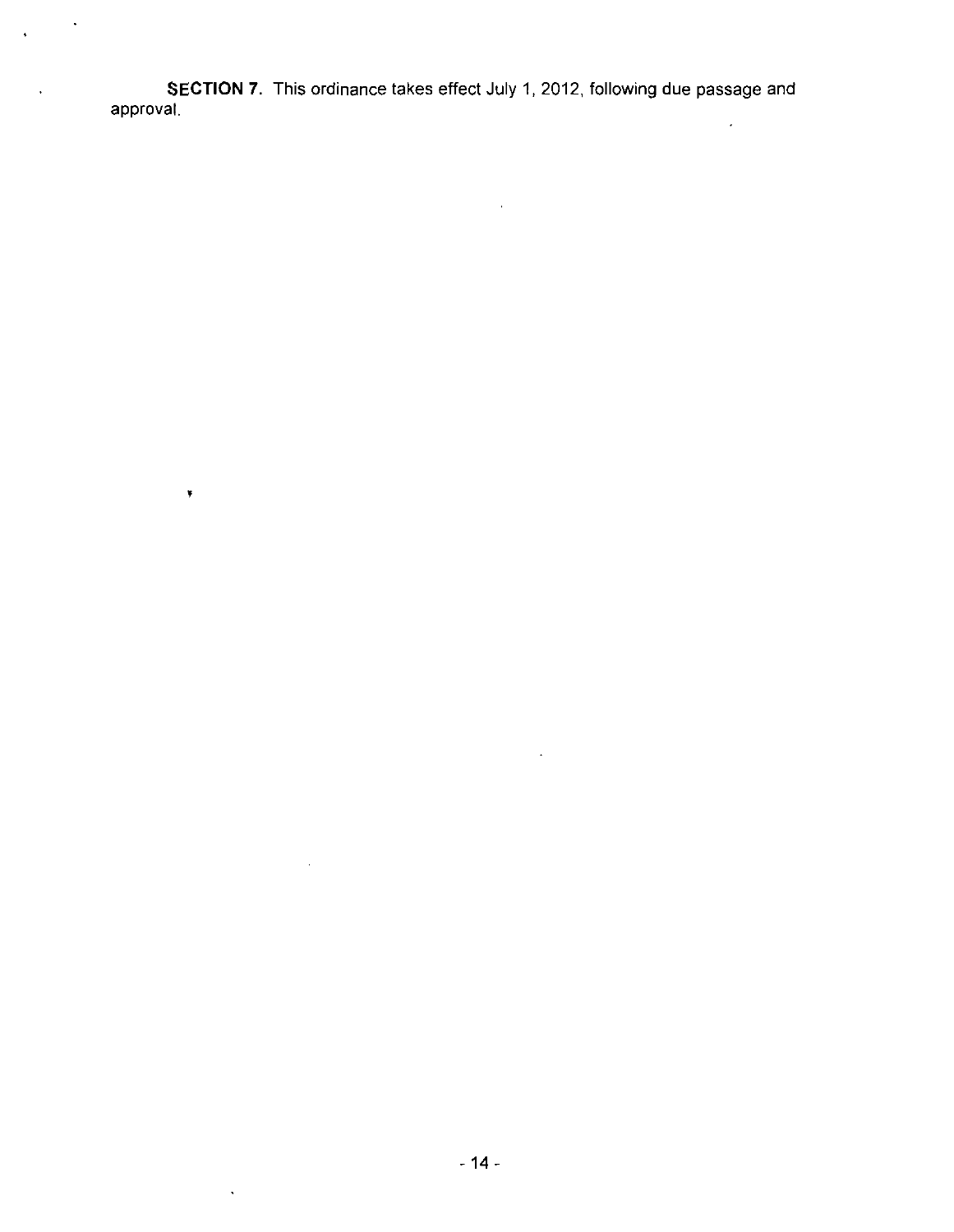**SECTION 7.** This ordinance takes effect July 1, 2012, following due passage and approval.